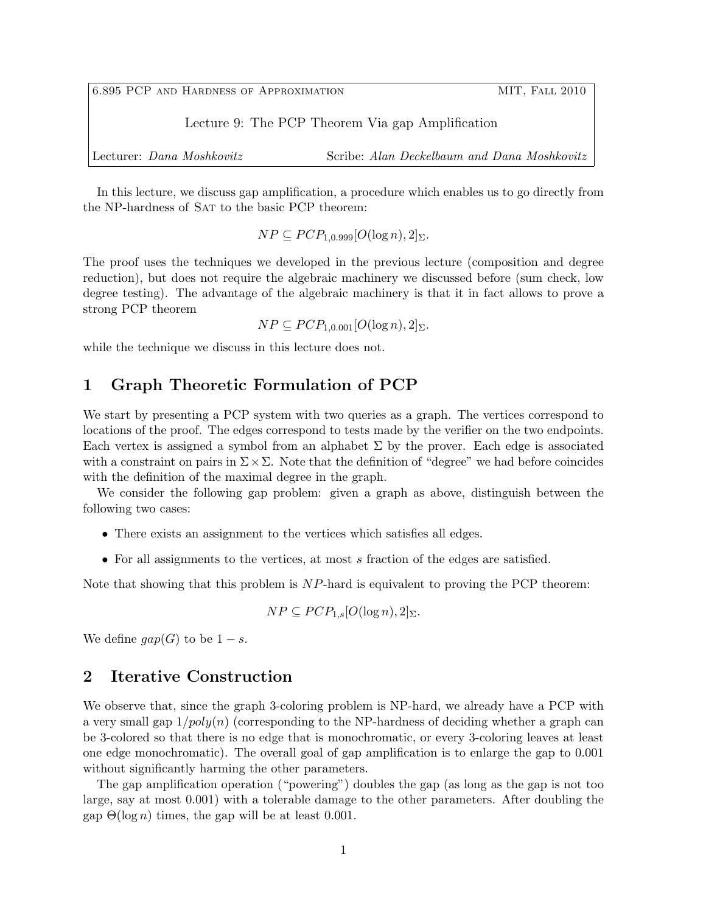6.895 PCP and Hardness of Approximation — MIT, Fall 2010

Lecture 9: The PCP Theorem Via gap Amplification

Lecturer: *Dana Moshkovitz* — Scribe: *Alan Deckelbaum and Dana Moshkovitz*

In this lecture, we discuss gap amplification, a procedure which enables us to go directly from the NP-hardness of Sat to the basic PCP theorem:

$$NP \subseteq PCP_{1,0.999}[O(\log n), 2]_{\Sigma}.$$

The proof uses the techniques we developed in the previous lecture (composition and degree reduction), but does not require the algebraic machinery we discussed before (sum check, low degree testing). The advantage of the algebraic machinery is that it in fact allows to prove a strong PCP theorem

$$NP \subseteq PCP_{1,0.001}[O(\log n), 2]_{\Sigma}.$$

while the technique we discuss in this lecture does not.

## 1 Graph Theoretic Formulation of PCP

We start by presenting a PCP system with two queries as a graph. The vertices correspond to locations of the proof. The edges correspond to tests made by the verifier on the two endpoints. Each vertex is assigned a symbol from an alphabet $\Sigma$ by the prover. Each edge is associated with a constraint on pairs in $\Sigma \times \Sigma$. Note that the definition of "degree" we had before coincides with the definition of the maximal degree in the graph.

We consider the following gap problem: given a graph as above, distinguish between the following two cases:

- There exists an assignment to the vertices which satisfies all edges.
- For all assignments to the vertices, at most $s$ fraction of the edges are satisfied.

Note that showing that this problem is $NP$-hard is equivalent to proving the PCP theorem:

$$NP \subseteq PCP_{1,s}[O(\log n), 2]_{\Sigma}.$$

We define $gap(G)$ to be $1 - s$.

## 2 Iterative Construction

We observe that, since the graph 3-coloring problem is NP-hard, we already have a PCP with a very small gap $1/poly(n)$ (corresponding to the NP-hardness of deciding whether a graph can be 3-colored so that there is no edge that is monochromatic, or every 3-coloring leaves at least one edge monochromatic). The overall goal of gap amplification is to enlarge the gap to 0.001 without significantly harming the other parameters.

The gap amplification operation ("powering") doubles the gap (as long as the gap is not too large, say at most 0.001) with a tolerable damage to the other parameters. After doubling the gap $\Theta(\log n)$ times, the gap will be at least 0.001.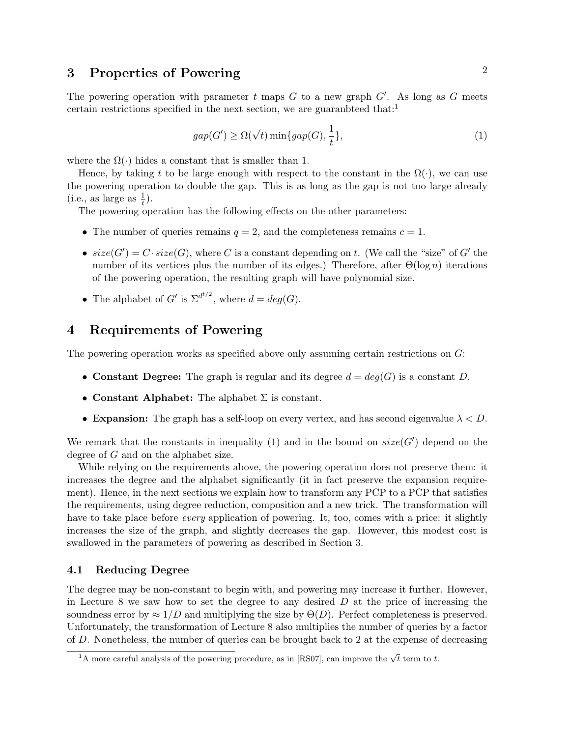## 3 Properties of Powering

The powering operation with parameter $t$ maps $G$ to a new graph $G'$. As long as $G$ meets certain restrictions specified in the next section, we are guaranbteed that:[1]

$$gap(G') \geq \Omega(\sqrt{t}) \min\{gap(G), \frac{1}{t}\}, \tag{1}$$

where the $\Omega(\cdot)$ hides a constant that is smaller than 1.

Hence, by taking $t$ to be large enough with respect to the constant in the $\Omega(\cdot)$, we can use the powering operation to double the gap. This is as long as the gap is not too large already (i.e., as large as $\frac{1}{t}$).

The powering operation has the following effects on the other parameters:

- The number of queries remains $q = 2$, and the completeness remains $c = 1$.
- $size(G') = C \cdot size(G)$, where $C$ is a constant depending on $t$. (We call the "size" of $G'$ the number of its vertices plus the number of its edges.) Therefore, after $\Theta(\log n)$ iterations of the powering operation, the resulting graph will have polynomial size.
- The alphabet of $G'$ is $\Sigma^{d^{t/2}}$, where $d = deg(G)$.

## 4 Requirements of Powering

The powering operation works as specified above only assuming certain restrictions on $G$:

- **Constant Degree:** The graph is regular and its degree $d = deg(G)$ is a constant $D$.
- **Constant Alphabet:** The alphabet $\Sigma$ is constant.
- **Expansion:** The graph has a self-loop on every vertex, and has second eigenvalue $\lambda < D$.

We remark that the constants in inequality (1) and in the bound on $size(G')$ depend on the degree of $G$ and on the alphabet size.

While relying on the requirements above, the powering operation does not preserve them: it increases the degree and the alphabet significantly (it in fact preserve the expansion requirement). Hence, in the next sections we explain how to transform any PCP to a PCP that satisfies the requirements, using degree reduction, composition and a new trick. The transformation will have to take place before *every* application of powering. It, too, comes with a price: it slightly increases the size of the graph, and slightly decreases the gap. However, this modest cost is swallowed in the parameters of powering as described in Section 3.

### 4.1 Reducing Degree

The degree may be non-constant to begin with, and powering may increase it further. However, in Lecture 8 we saw how to set the degree to any desired $D$ at the price of increasing the soundness error by $\approx 1/D$ and multiplying the size by $\Theta(D)$. Perfect completeness is preserved. Unfortunately, the transformation of Lecture 8 also multiplies the number of queries by a factor of $D$. Nonetheless, the number of queries can be brought back to 2 at the expense of decreasing

[1] A more careful analysis of the powering procedure, as in [RS07], can improve the $\sqrt{t}$ term to $t$.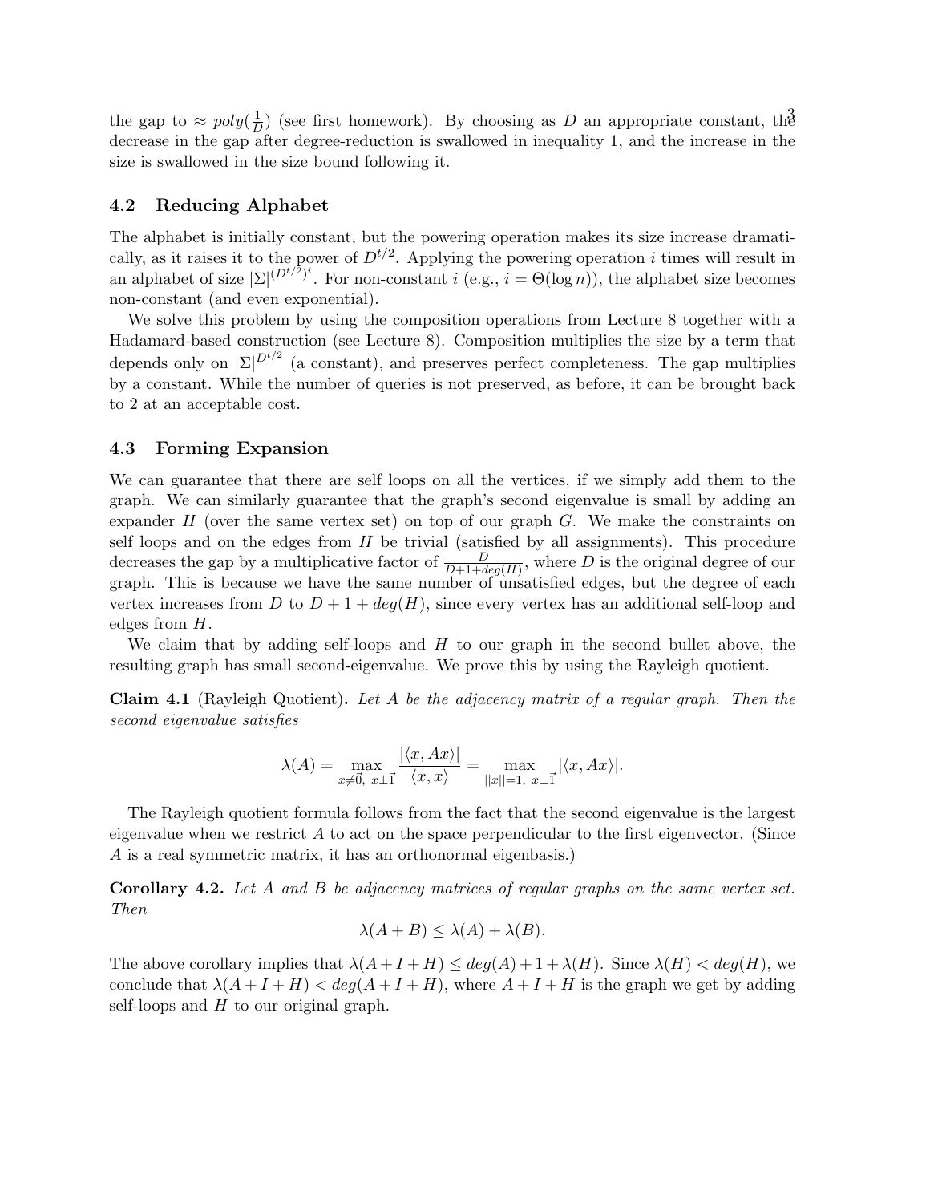the gap to $\approx poly(\frac{1}{D})$ (see first homework). By choosing as $D$ an appropriate constant, the decrease in the gap after degree-reduction is swallowed in inequality 1, and the increase in the size is swallowed in the size bound following it.

### 4.2 Reducing Alphabet

The alphabet is initially constant, but the powering operation makes its size increase dramatically, as it raises it to the power of $D^{t/2}$. Applying the powering operation $i$ times will result in an alphabet of size $|\Sigma|^{(D^{t/2})^i}$. For non-constant $i$ (e.g., $i = \Theta(\log n)$), the alphabet size becomes non-constant (and even exponential).

We solve this problem by using the composition operations from Lecture 8 together with a Hadamard-based construction (see Lecture 8). Composition multiplies the size by a term that depends only on $|\Sigma|^{D^{t/2}}$ (a constant), and preserves perfect completeness. The gap multiplies by a constant. While the number of queries is not preserved, as before, it can be brought back to 2 at an acceptable cost.

### 4.3 Forming Expansion

We can guarantee that there are self loops on all the vertices, if we simply add them to the graph. We can similarly guarantee that the graph's second eigenvalue is small by adding an expander $H$ (over the same vertex set) on top of our graph $G$. We make the constraints on self loops and on the edges from $H$ be trivial (satisfied by all assignments). This procedure decreases the gap by a multiplicative factor of $\frac{D}{D+1+deg(H)}$, where $D$ is the original degree of our graph. This is because we have the same number of unsatisfied edges, but the degree of each vertex increases from $D$ to $D + 1 + deg(H)$, since every vertex has an additional self-loop and edges from $H$.

We claim that by adding self-loops and $H$ to our graph in the second bullet above, the resulting graph has small second-eigenvalue. We prove this by using the Rayleigh quotient.

**Claim 4.1** (Rayleigh Quotient)**.** *Let $A$ be the adjacency matrix of a regular graph. Then the second eigenvalue satisfies*

$$\lambda(A) = \max_{x \neq \vec{0},\ x \perp \vec{1}} \frac{|\langle x, Ax \rangle|}{\langle x, x \rangle} = \max_{||x||=1,\ x \perp \vec{1}} |\langle x, Ax \rangle|.$$

The Rayleigh quotient formula follows from the fact that the second eigenvalue is the largest eigenvalue when we restrict $A$ to act on the space perpendicular to the first eigenvector. (Since $A$ is a real symmetric matrix, it has an orthonormal eigenbasis.)

**Corollary 4.2.** *Let $A$ and $B$ be adjacency matrices of regular graphs on the same vertex set. Then*

$$\lambda(A + B) \leq \lambda(A) + \lambda(B).$$

The above corollary implies that $\lambda(A + I + H) \leq deg(A) + 1 + \lambda(H)$. Since $\lambda(H) < deg(H)$, we conclude that $\lambda(A + I + H) < deg(A + I + H)$, where $A + I + H$ is the graph we get by adding self-loops and $H$ to our original graph.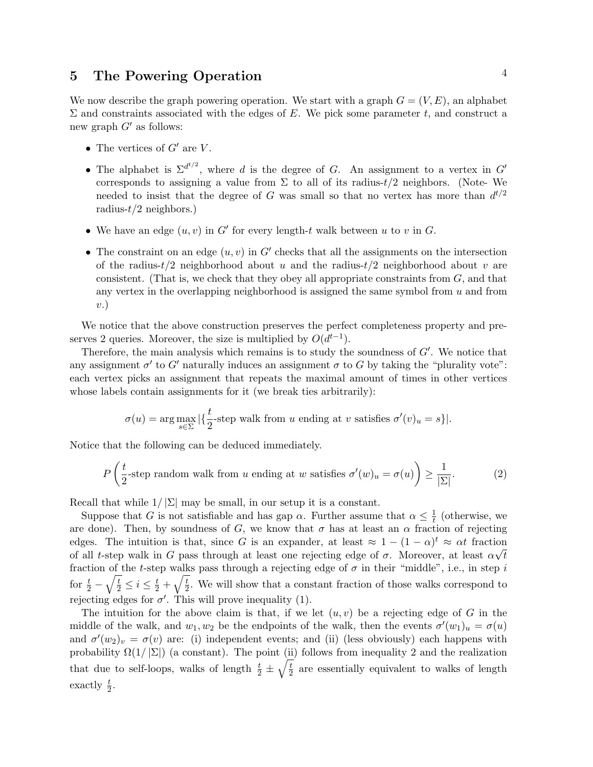## 5 The Powering Operation

We now describe the graph powering operation. We start with a graph $G = (V, E)$, an alphabet $\Sigma$ and constraints associated with the edges of $E$. We pick some parameter $t$, and construct a new graph $G'$ as follows:

- The vertices of $G'$ are $V$.
- The alphabet is $\Sigma^{d^{t/2}}$, where $d$ is the degree of $G$. An assignment to a vertex in $G'$ corresponds to assigning a value from $\Sigma$ to all of its radius-$t/2$ neighbors. (Note- We needed to insist that the degree of $G$ was small so that no vertex has more than $d^{t/2}$ radius-$t/2$ neighbors.)
- We have an edge $(u, v)$ in $G'$ for every length-$t$ walk between $u$ to $v$ in $G$.
- The constraint on an edge $(u, v)$ in $G'$ checks that all the assignments on the intersection of the radius-$t/2$ neighborhood about $u$ and the radius-$t/2$ neighborhood about $v$ are consistent. (That is, we check that they obey all appropriate constraints from $G$, and that any vertex in the overlapping neighborhood is assigned the same symbol from $u$ and from $v$.)

We notice that the above construction preserves the perfect completeness property and preserves 2 queries. Moreover, the size is multiplied by $O(d^{t-1})$.

Therefore, the main analysis which remains is to study the soundness of $G'$. We notice that any assignment $\sigma'$ to $G'$ naturally induces an assignment $\sigma$ to $G$ by taking the "plurality vote": each vertex picks an assignment that repeats the maximal amount of times in other vertices whose labels contain assignments for it (we break ties arbitrarily):

$$\sigma(u) = \arg\max_{s \in \Sigma} |\{\frac{t}{2}\text{-step walk from } u \text{ ending at } v \text{ satisfies } \sigma'(v)_u = s\}|.$$

Notice that the following can be deduced immediately.

$$P\left(\frac{t}{2}\text{-step random walk from } u \text{ ending at } w \text{ satisfies } \sigma'(w)_u = \sigma(u)\right) \geq \frac{1}{|\Sigma|}. \qquad (2)$$

Recall that while $1/|\Sigma|$ may be small, in our setup it is a constant.

Suppose that $G$ is not satisfiable and has gap $\alpha$. Further assume that $\alpha \leq \frac{1}{t}$ (otherwise, we are done). Then, by soundness of $G$, we know that $\sigma$ has at least an $\alpha$ fraction of rejecting edges. The intuition is that, since $G$ is an expander, at least $\approx 1 - (1-\alpha)^t \approx \alpha t$ fraction of all $t$-step walk in $G$ pass through at least one rejecting edge of $\sigma$. Moreover, at least $\alpha\sqrt{t}$ fraction of the $t$-step walks pass through a rejecting edge of $\sigma$ in their "middle", i.e., in step $i$ for $\frac{t}{2} - \sqrt{\frac{t}{2}} \leq i \leq \frac{t}{2} + \sqrt{\frac{t}{2}}$. We will show that a constant fraction of those walks correspond to rejecting edges for $\sigma'$. This will prove inequality (1).

The intuition for the above claim is that, if we let $(u, v)$ be a rejecting edge of $G$ in the middle of the walk, and $w_1, w_2$ be the endpoints of the walk, then the events $\sigma'(w_1)_u = \sigma(u)$ and $\sigma'(w_2)_v = \sigma(v)$ are: (i) independent events; and (ii) (less obviously) each happens with probability $\Omega(1/|\Sigma|)$ (a constant). The point (ii) follows from inequality 2 and the realization that due to self-loops, walks of length $\frac{t}{2} \pm \sqrt{\frac{t}{2}}$ are essentially equivalent to walks of length exactly $\frac{t}{2}$.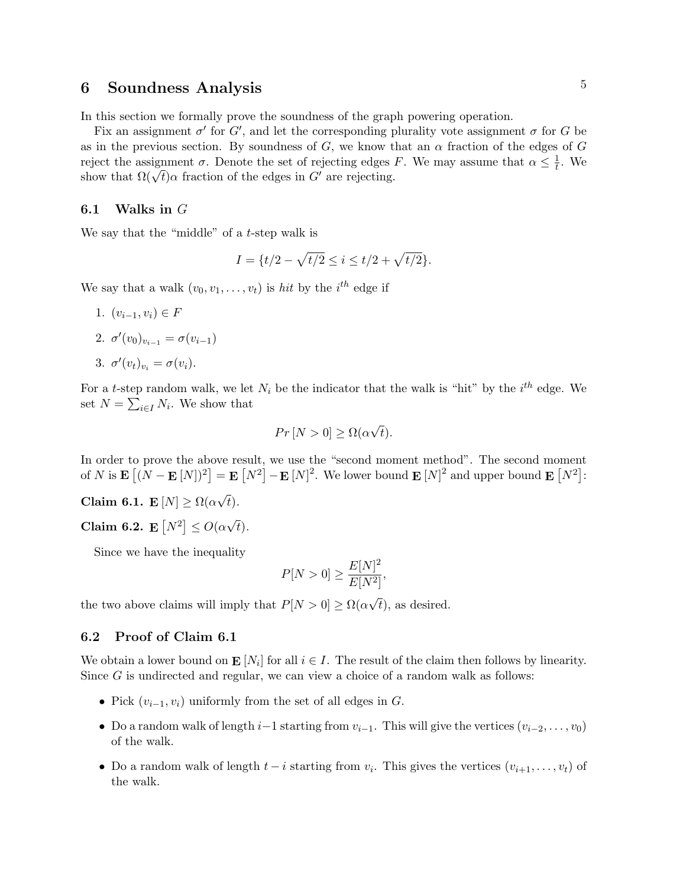## 6 Soundness Analysis

In this section we formally prove the soundness of the graph powering operation.

Fix an assignment $\sigma'$ for $G'$, and let the corresponding plurality vote assignment $\sigma$ for $G$ be as in the previous section. By soundness of $G$, we know that an $\alpha$ fraction of the edges of $G$ reject the assignment $\sigma$. Denote the set of rejecting edges $F$. We may assume that $\alpha \leq \frac{1}{t}$. We show that $\Omega(\sqrt{t})\alpha$ fraction of the edges in $G'$ are rejecting.

### 6.1 Walks in $G$

We say that the "middle" of a $t$-step walk is

$$I = \{t/2 - \sqrt{t/2} \leq i \leq t/2 + \sqrt{t/2}\}.$$

We say that a walk $(v_0, v_1, \ldots, v_t)$ is *hit* by the $i^{th}$ edge if

1. $(v_{i-1}, v_i) \in F$
2. $\sigma'(v_0)_{v_{i-1}} = \sigma(v_{i-1})$
3. $\sigma'(v_t)_{v_i} = \sigma(v_i)$.

For a $t$-step random walk, we let $N_i$ be the indicator that the walk is "hit" by the $i^{th}$ edge. We set $N = \sum_{i \in I} N_i$. We show that

$$Pr\left[N > 0\right] \geq \Omega(\alpha\sqrt{t}).$$

In order to prove the above result, we use the "second moment method". The second moment of $N$ is $\mathbf{E}\left[(N - \mathbf{E}\left[N\right])^2\right] = \mathbf{E}\left[N^2\right] - \mathbf{E}\left[N\right]^2$. We lower bound $\mathbf{E}\left[N\right]^2$ and upper bound $\mathbf{E}\left[N^2\right]$:

**Claim 6.1.** $\mathbf{E}\left[N\right] \geq \Omega(\alpha\sqrt{t})$.

**Claim 6.2.** $\mathbf{E}\left[N^2\right] \leq O(\alpha\sqrt{t})$.

Since we have the inequality

$$P[N > 0] \geq \frac{E[N]^2}{E[N^2]},$$

the two above claims will imply that $P[N > 0] \geq \Omega(\alpha\sqrt{t})$, as desired.

### 6.2 Proof of Claim 6.1

We obtain a lower bound on $\mathbf{E}\left[N_i\right]$ for all $i \in I$. The result of the claim then follows by linearity. Since $G$ is undirected and regular, we can view a choice of a random walk as follows:

- Pick $(v_{i-1}, v_i)$ uniformly from the set of all edges in $G$.
- Do a random walk of length $i-1$ starting from $v_{i-1}$. This will give the vertices $(v_{i-2}, \ldots, v_0)$ of the walk.
- Do a random walk of length $t - i$ starting from $v_i$. This gives the vertices $(v_{i+1}, \ldots, v_t)$ of the walk.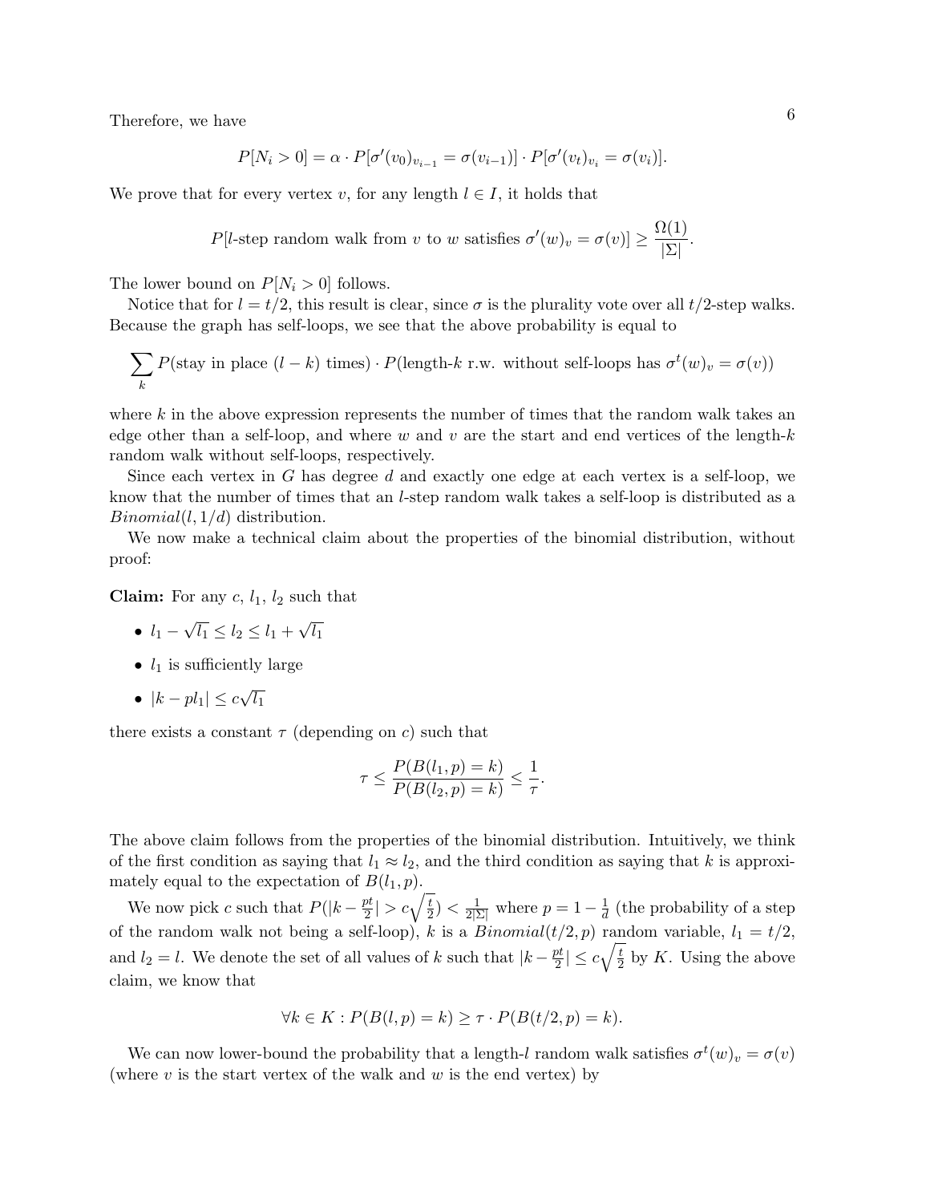Therefore, we have

$$P[N_i > 0] = \alpha \cdot P[\sigma'(v_0)_{v_{i-1}} = \sigma(v_{i-1})] \cdot P[\sigma'(v_t)_{v_i} = \sigma(v_i)].$$

We prove that for every vertex $v$, for any length $l \in I$, it holds that

$$P[l\text{-step random walk from } v \text{ to } w \text{ satisfies } \sigma'(w)_v = \sigma(v)] \geq \frac{\Omega(1)}{|\Sigma|}.$$

The lower bound on $P[N_i > 0]$ follows.

Notice that for $l = t/2$, this result is clear, since $\sigma$ is the plurality vote over all $t/2$-step walks. Because the graph has self-loops, we see that the above probability is equal to

$$\sum_k P(\text{stay in place } (l-k) \text{ times}) \cdot P(\text{length-}k \text{ r.w. without self-loops has } \sigma^t(w)_v = \sigma(v))$$

where $k$ in the above expression represents the number of times that the random walk takes an edge other than a self-loop, and where $w$ and $v$ are the start and end vertices of the length-$k$ random walk without self-loops, respectively.

Since each vertex in $G$ has degree $d$ and exactly one edge at each vertex is a self-loop, we know that the number of times that an $l$-step random walk takes a self-loop is distributed as a $Binomial(l, 1/d)$ distribution.

We now make a technical claim about the properties of the binomial distribution, without proof:

**Claim:** For any $c$, $l_1$, $l_2$ such that

- $l_1 - \sqrt{l_1} \leq l_2 \leq l_1 + \sqrt{l_1}$
- $l_1$ is sufficiently large
- $|k - pl_1| \leq c\sqrt{l_1}$

there exists a constant $\tau$ (depending on $c$) such that

$$\tau \leq \frac{P(B(l_1, p) = k)}{P(B(l_2, p) = k)} \leq \frac{1}{\tau}.$$

The above claim follows from the properties of the binomial distribution. Intuitively, we think of the first condition as saying that $l_1 \approx l_2$, and the third condition as saying that $k$ is approximately equal to the expectation of $B(l_1, p)$.

We now pick $c$ such that $P(|k - \frac{pt}{2}| > c\sqrt{\frac{t}{2}}) < \frac{1}{2|\Sigma|}$ where $p = 1 - \frac{1}{d}$ (the probability of a step of the random walk not being a self-loop), $k$ is a $Binomial(t/2, p)$ random variable, $l_1 = t/2$, and $l_2 = l$. We denote the set of all values of $k$ such that $|k - \frac{pt}{2}| \leq c\sqrt{\frac{t}{2}}$ by $K$. Using the above claim, we know that

$$\forall k \in K : P(B(l, p) = k) \geq \tau \cdot P(B(t/2, p) = k).$$

We can now lower-bound the probability that a length-$l$ random walk satisfies $\sigma^t(w)_v = \sigma(v)$ (where $v$ is the start vertex of the walk and $w$ is the end vertex) by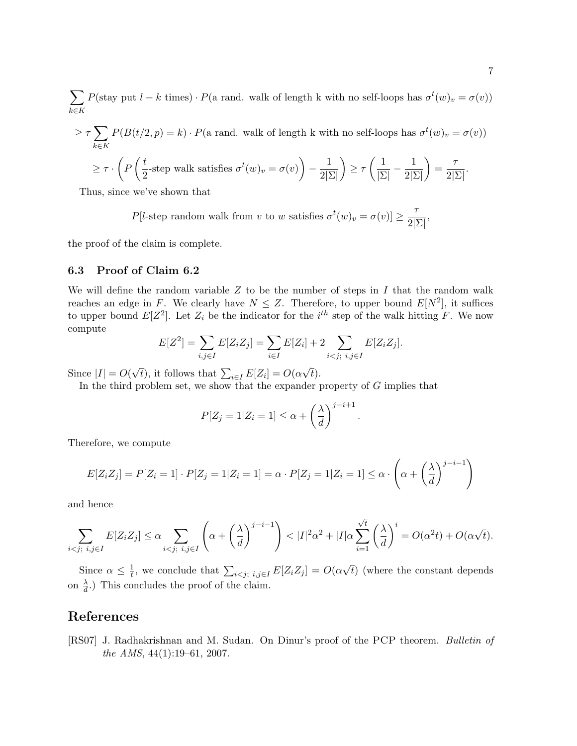$$\sum_{k \in K} P(\text{stay put } l-k \text{ times}) \cdot P(\text{a rand. walk of length k with no self-loops has } \sigma^t(w)_v = \sigma(v))$$

$$\geq \tau \sum_{k \in K} P(B(t/2, p) = k) \cdot P(\text{a rand. walk of length k with no self-loops has } \sigma^t(w)_v = \sigma(v))$$

$$\geq \tau \cdot \left( P\left(\frac{t}{2}\text{-step walk satisfies } \sigma^t(w)_v = \sigma(v)\right) - \frac{1}{2|\Sigma|}\right) \geq \tau \left(\frac{1}{|\Sigma|} - \frac{1}{2|\Sigma|}\right) = \frac{\tau}{2|\Sigma|}.$$

Thus, since we've shown that

$$P[l\text{-step random walk from } v \text{ to } w \text{ satisfies } \sigma^t(w)_v = \sigma(v)] \geq \frac{\tau}{2|\Sigma|},$$

the proof of the claim is complete.

### 6.3 Proof of Claim 6.2

We will define the random variable $Z$ to be the number of steps in $I$ that the random walk reaches an edge in $F$. We clearly have $N \leq Z$. Therefore, to upper bound $E[N^2]$, it suffices to upper bound $E[Z^2]$. Let $Z_i$ be the indicator for the $i^{th}$ step of the walk hitting $F$. We now compute

$$E[Z^2] = \sum_{i,j \in I} E[Z_i Z_j] = \sum_{i \in I} E[Z_i] + 2 \sum_{i<j;\ i,j \in I} E[Z_i Z_j].$$

Since $|I| = O(\sqrt{t})$, it follows that $\sum_{i \in I} E[Z_i] = O(\alpha\sqrt{t})$.

In the third problem set, we show that the expander property of $G$ implies that

$$P[Z_j = 1 | Z_i = 1] \leq \alpha + \left(\frac{\lambda}{d}\right)^{j-i+1}.$$

Therefore, we compute

$$E[Z_i Z_j] = P[Z_i = 1] \cdot P[Z_j = 1 | Z_i = 1] = \alpha \cdot P[Z_j = 1 | Z_i = 1] \leq \alpha \cdot \left(\alpha + \left(\frac{\lambda}{d}\right)^{j-i-1}\right)$$

and hence

$$\sum_{i<j;\ i,j \in I} E[Z_i Z_j] \leq \alpha \sum_{i<j;\ i,j \in I} \left(\alpha + \left(\frac{\lambda}{d}\right)^{j-i-1}\right) < |I|^2\alpha^2 + |I|\alpha \sum_{i=1}^{\sqrt{t}} \left(\frac{\lambda}{d}\right)^i = O(\alpha^2 t) + O(\alpha\sqrt{t}).$$

Since $\alpha \leq \frac{1}{t}$, we conclude that $\sum_{i<j;\ i,j \in I} E[Z_i Z_j] = O(\alpha\sqrt{t})$ (where the constant depends on $\frac{\lambda}{d}$.) This concludes the proof of the claim.

## References

[RS07] J. Radhakrishnan and M. Sudan. On Dinur's proof of the PCP theorem. *Bulletin of the AMS*, 44(1):19–61, 2007.